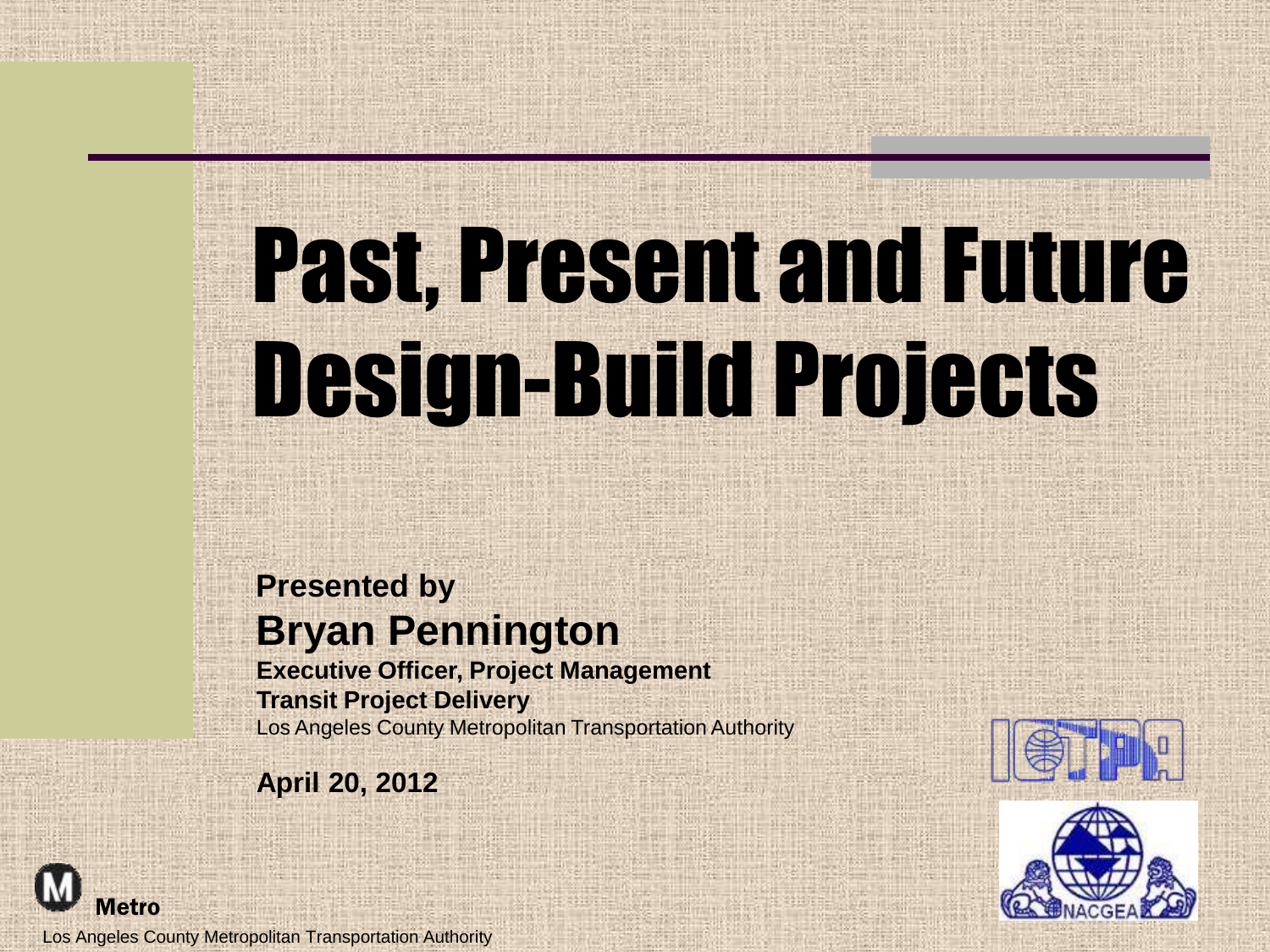# Past, Present and Future Design-Build Projects

**Presented by**

**Bryan Pennington**

**Executive Officer, Project Management**

**Transit Project Delivery**

Los Angeles County Metropolitan Transportation Authority

**April 20, 2012**

**Metro**

Los Angeles County Metropolitan Transportation Authority

NACGEA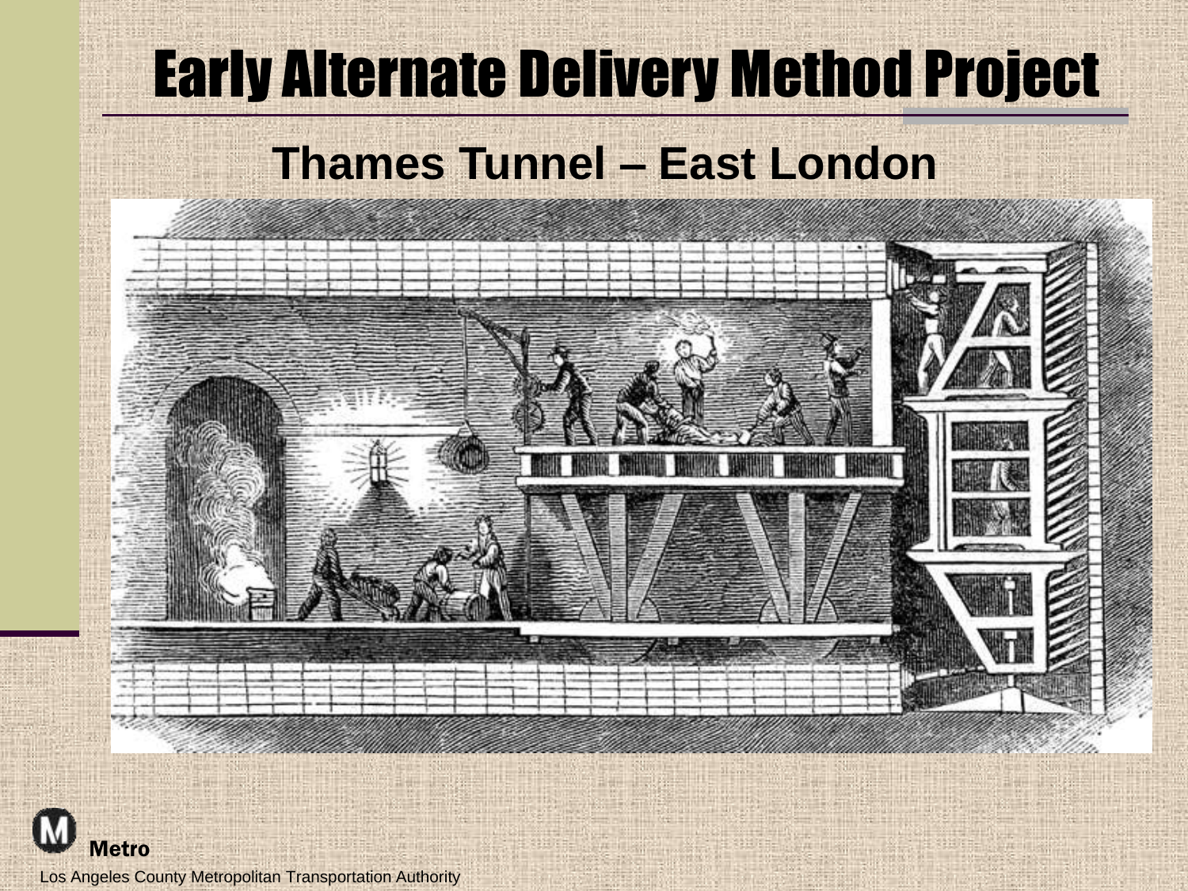# Early Alternate Delivery Method Project

## Thames Tunnel – East London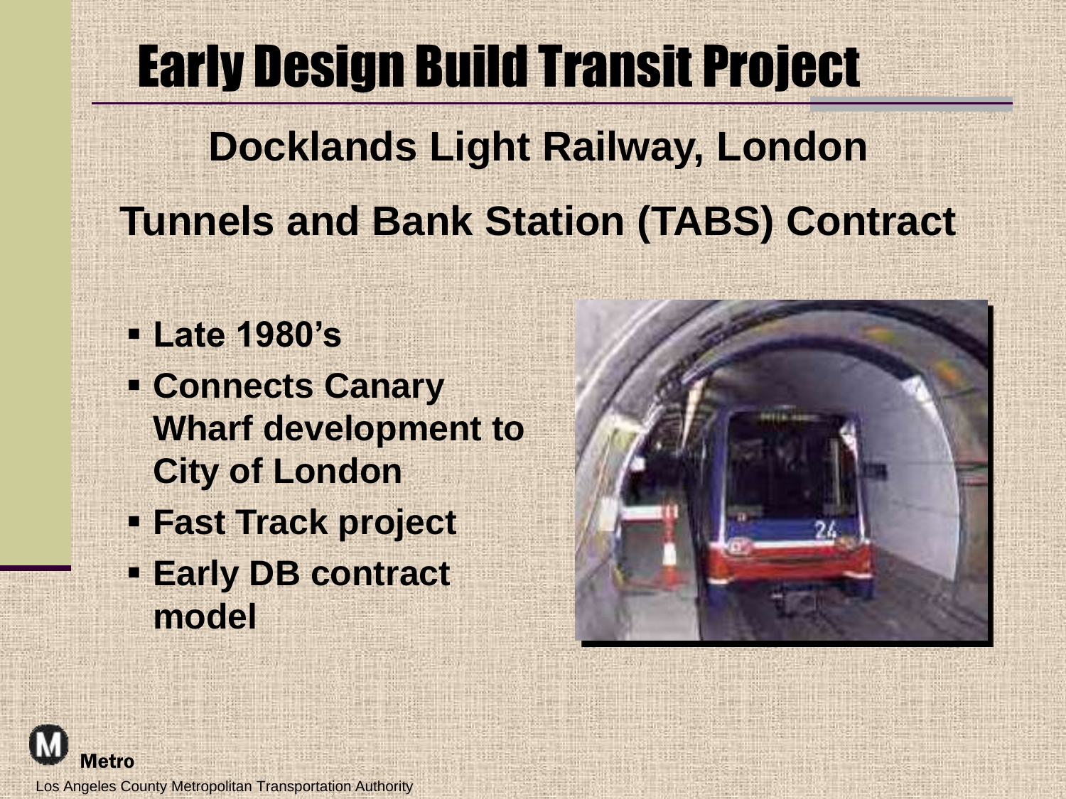# Early Design Build Transit Project

## Docklands Light Railway, London

## Tunnels and Bank Station (TABS) Contract

- **Late 1980's**
- **Connects Canary Wharf development to City of London**
- **Fast Track project**
- **Early DB contract model**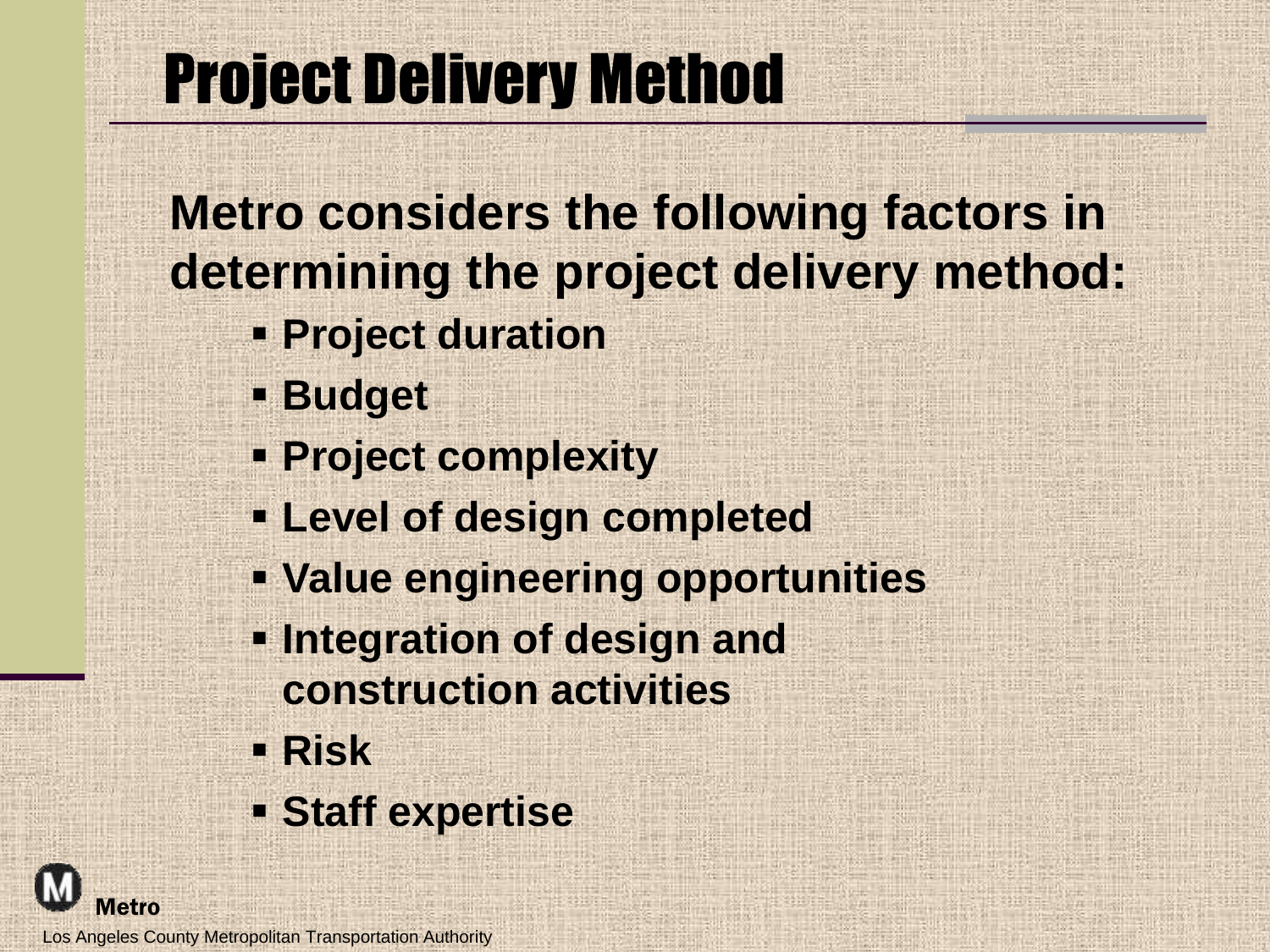# Project Delivery Method

**Metro considers the following factors in determining the project delivery method:**

- **Project duration**
- **Budget**
- **Project complexity**
- **Level of design completed**
- **Value engineering opportunities**
- **Integration of design and construction activities**
- **Risk**
- **Staff expertise**

Metro

Los Angeles County Metropolitan Transportation Authority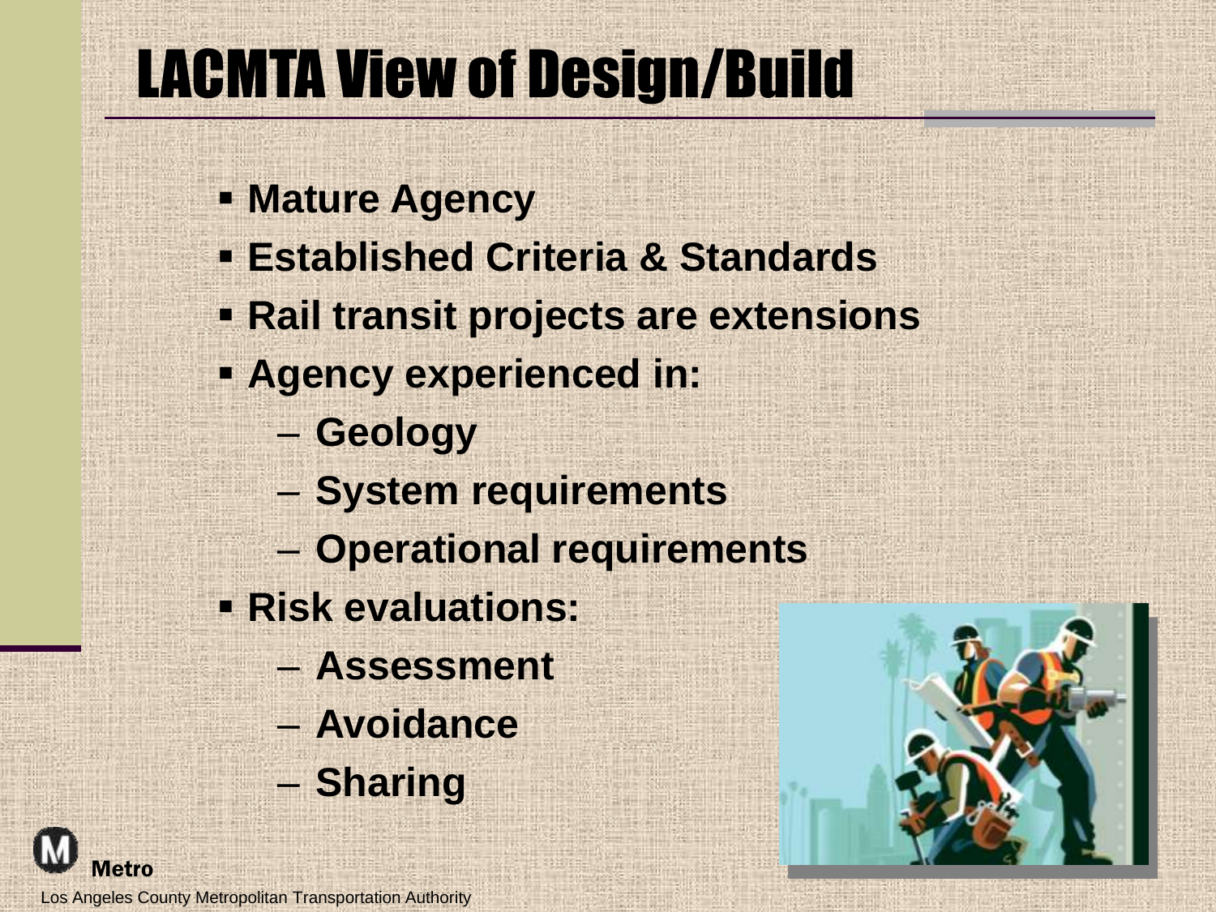# LACMTA View of Design/Build

- **Mature Agency**
- **Established Criteria & Standards**
- **Rail transit projects are extensions**
- **Agency experienced in:**
  - **Geology**
  - **System requirements**
  - **Operational requirements**
- **Risk evaluations:**
  - **Assessment**
  - **Avoidance**
  - **Sharing**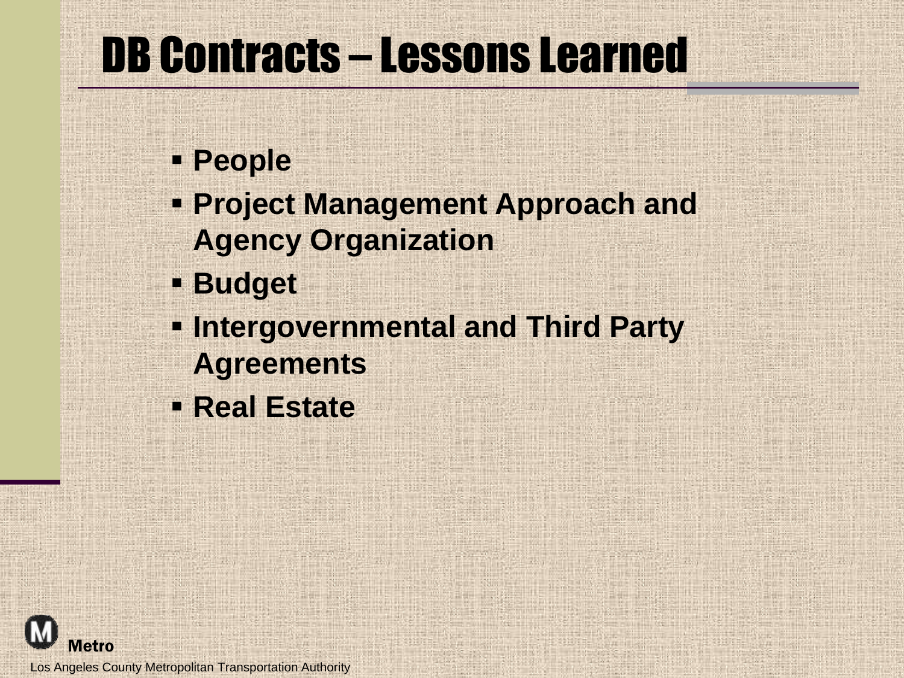# DB Contracts – Lessons Learned

- **People**
- **Project Management Approach and Agency Organization**
- **Budget**
- **Intergovernmental and Third Party Agreements**
- **Real Estate**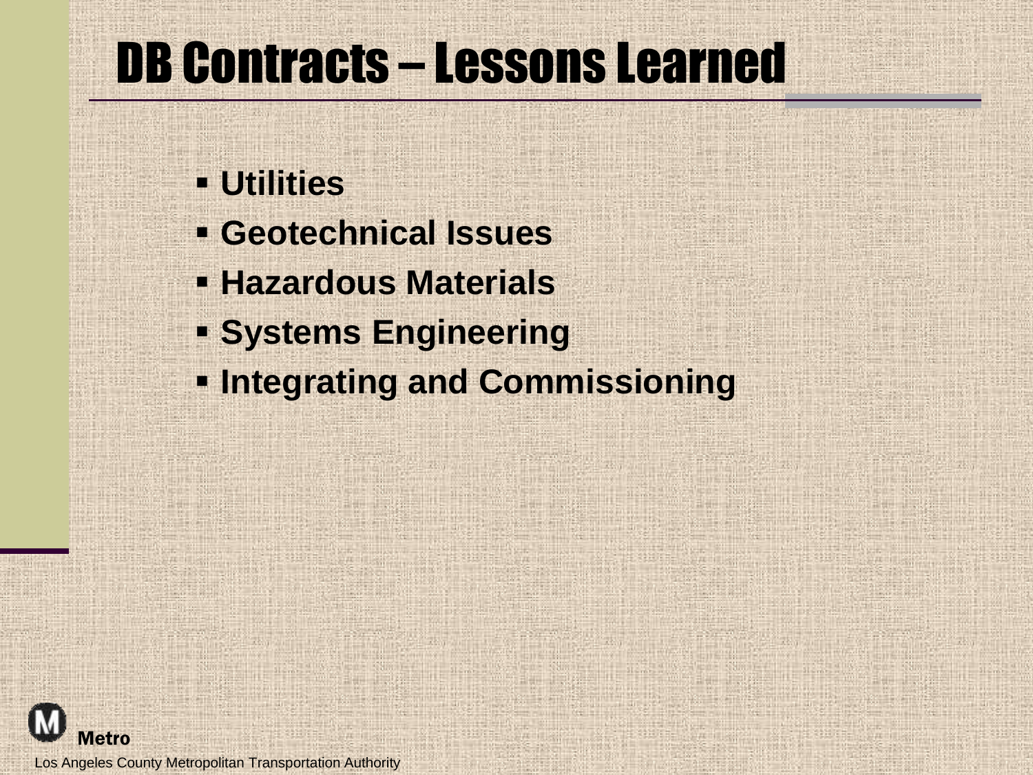# DB Contracts – Lessons Learned

- **Utilities**
- **Geotechnical Issues**
- **Hazardous Materials**
- **Systems Engineering**
- **Integrating and Commissioning**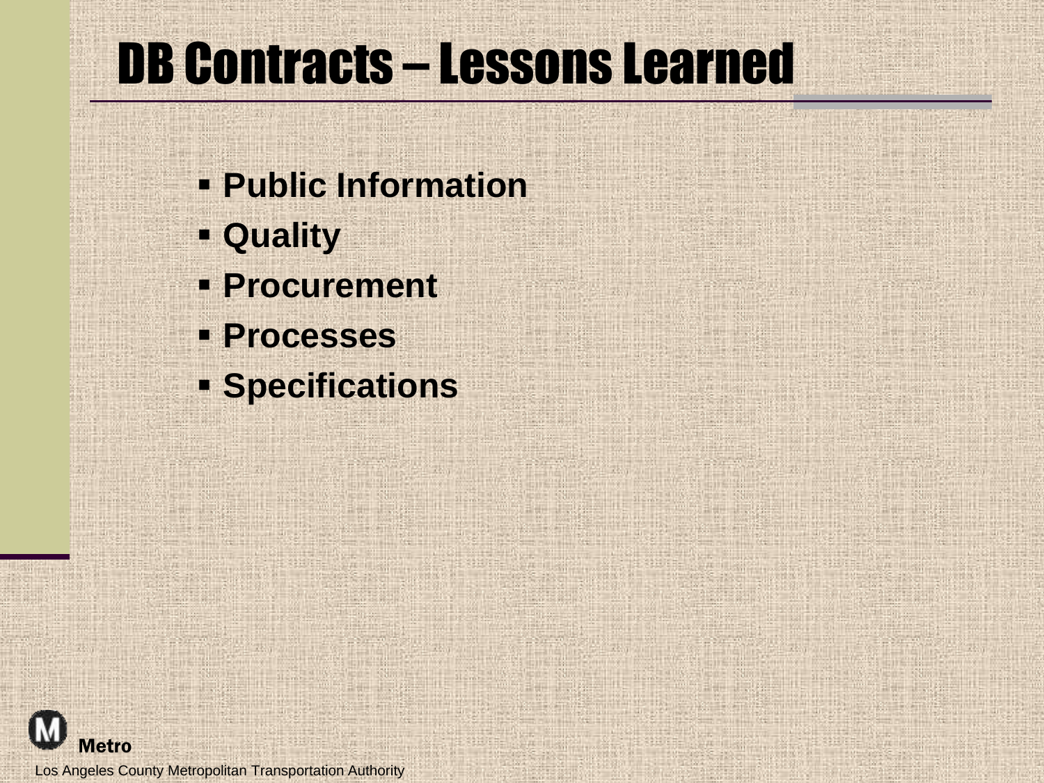# DB Contracts – Lessons Learned

- **Public Information**
- **Quality**
- **Procurement**
- **Processes**
- **Specifications**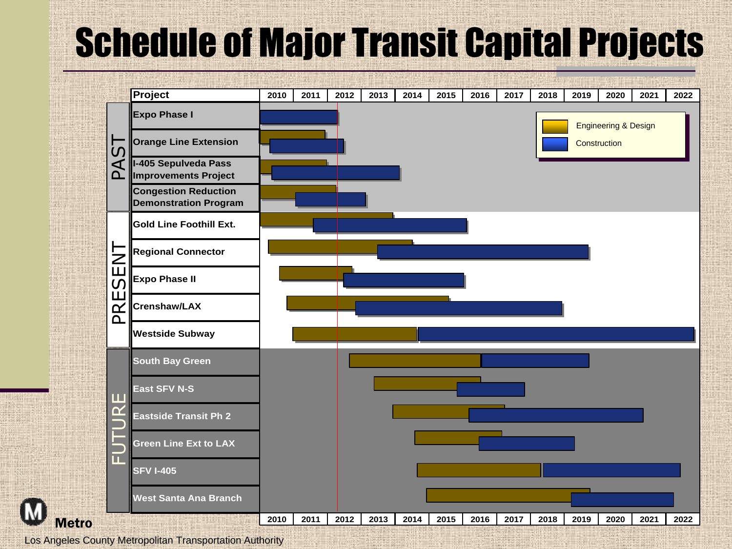# Schedule of Major Transit Capital Projects

| | Project | 2010 | 2011 | 2012 | 2013 | 2014 | 2015 | 2016 | 2017 | 2018 | 2019 | 2020 | 2021 | 2022 |
|---|---|---|---|---|---|---|---|---|---|---|---|---|---|---|
| PAST | Expo Phase I | | | | | | | | | | | | | |
| | Orange Line Extension | | | | | | | | | | | | | |
| | I-405 Sepulveda Pass Improvements Project | | | | | | | | | | | | | |
| | Congestion Reduction Demonstration Program | | | | | | | | | | | | | |
| PRESENT | Gold Line Foothill Ext. | | | | | | | | | | | | | |
| | Regional Connector | | | | | | | | | | | | | |
| | Expo Phase II | | | | | | | | | | | | | |
| | Crenshaw/LAX | | | | | | | | | | | | | |
| | Westside Subway | | | | | | | | | | | | | |
| FUTURE | South Bay Green | | | | | | | | | | | | | |
| | East SFV N-S | | | | | | | | | | | | | |
| | Eastside Transit Ph 2 | | | | | | | | | | | | | |
| | Green Line Ext to LAX | | | | | | | | | | | | | |
| | SFV I-405 | | | | | | | | | | | | | |
| | West Santa Ana Branch | | | | | | | | | | | | | |

Legend: Engineering & Design; Construction

Metro

Los Angeles County Metropolitan Transportation Authority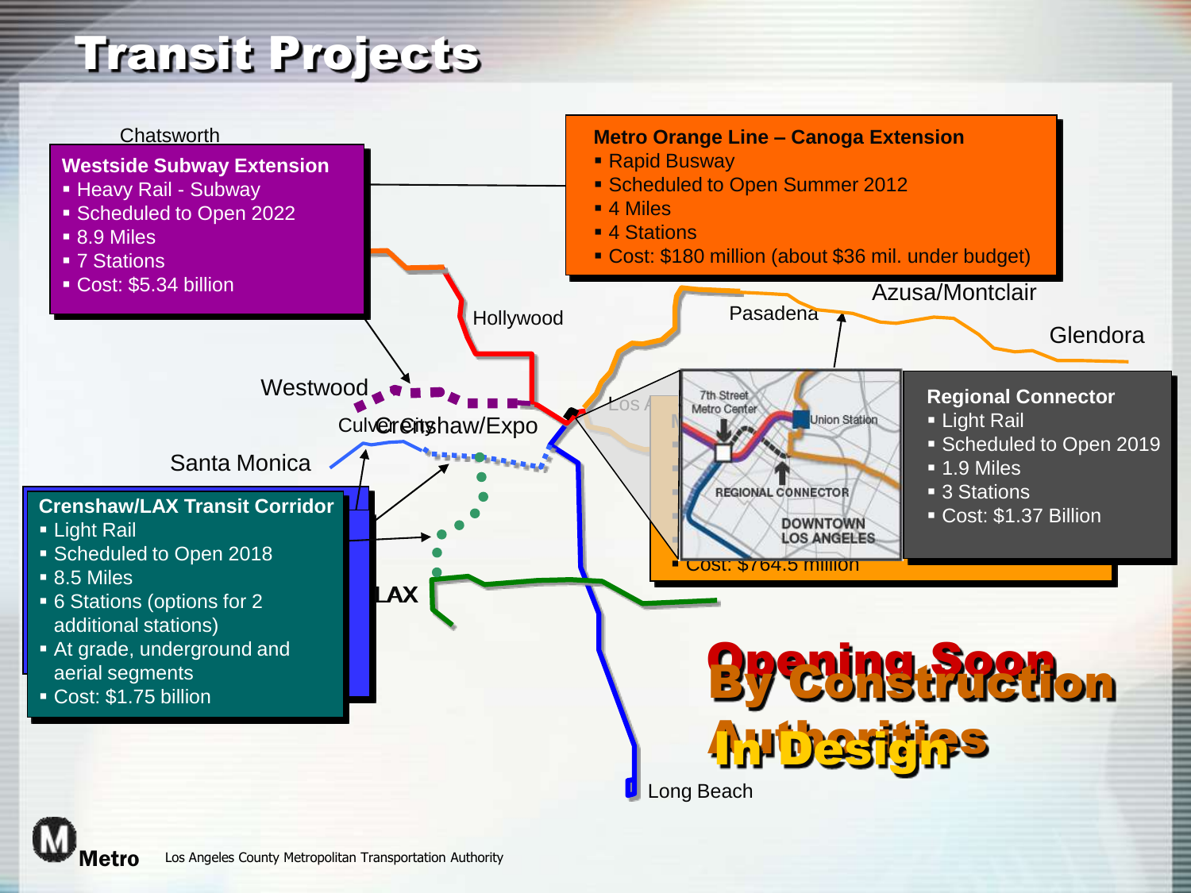# Transit Projects

### Westside Subway Extension
- Heavy Rail - Subway
- Scheduled to Open 2022
- 8.9 Miles
- 7 Stations
- Cost: $5.34 billion

### Metro Orange Line – Canoga Extension
- Rapid Busway
- Scheduled to Open Summer 2012
- 4 Miles
- 4 Stations
- Cost: $180 million (about $36 mil. under budget)

### Regional Connector
- Light Rail
- Scheduled to Open 2019
- 1.9 Miles
- 3 Stations
- Cost: $1.37 Billion

### Crenshaw/LAX Transit Corridor
- Light Rail
- Scheduled to Open 2018
- 8.5 Miles
- 6 Stations (options for 2 additional stations)
- At grade, underground and aerial segments
- Cost: $1.75 billion

Cost: $764.5 million

Chatsworth, Hollywood, Pasadena, Azusa/Montclair, Glendora, Westwood, Culver City, Crenshaw/Expo, Santa Monica, LAX, Long Beach, Los Angeles

7th Street Metro Center, Union Station, REGIONAL CONNECTOR, DOWNTOWN LOS ANGELES

Opening Soon

By Construction Authorities

In Design

Metro — Los Angeles County Metropolitan Transportation Authority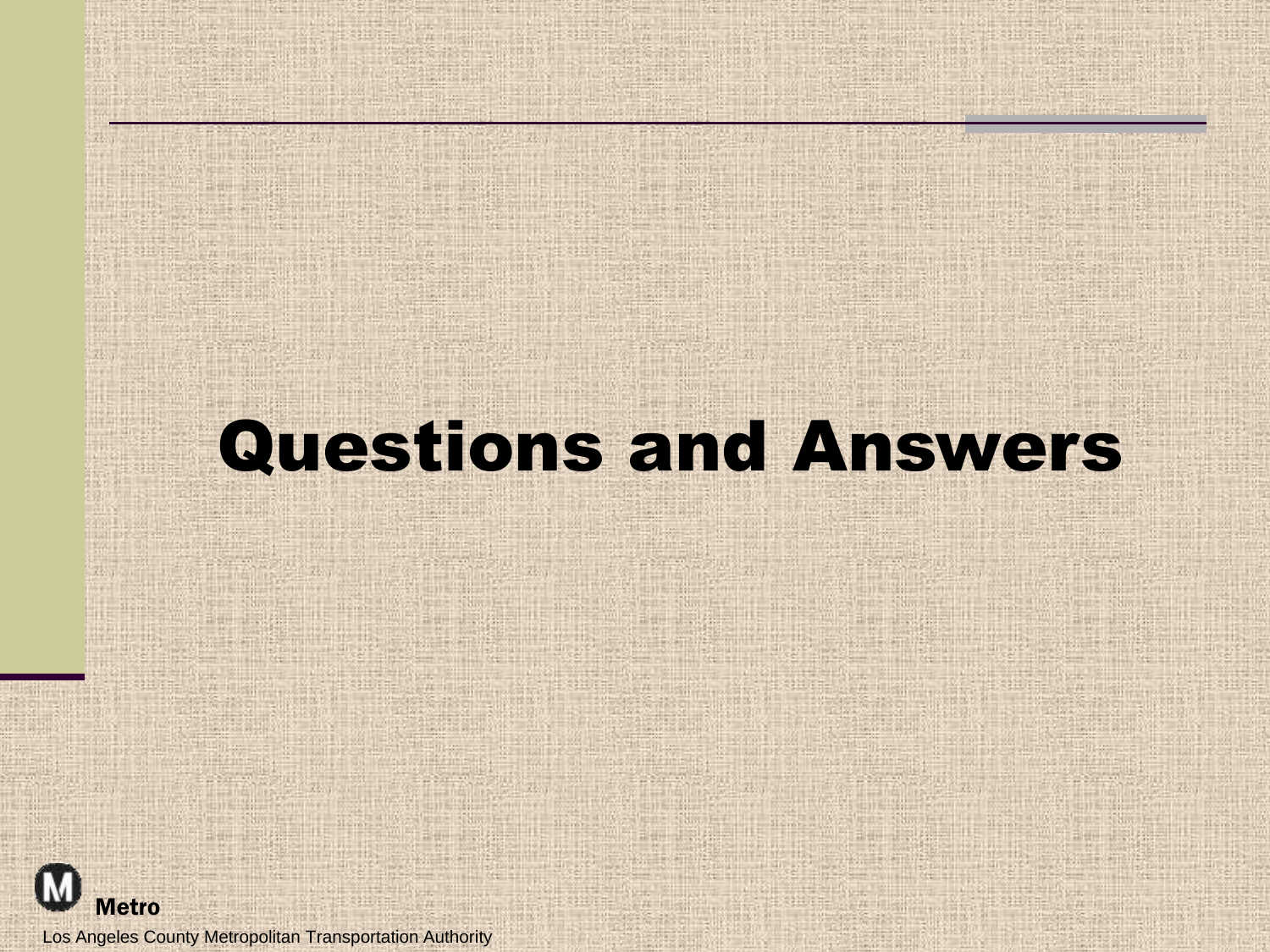# Questions and Answers

Metro

Los Angeles County Metropolitan Transportation Authority